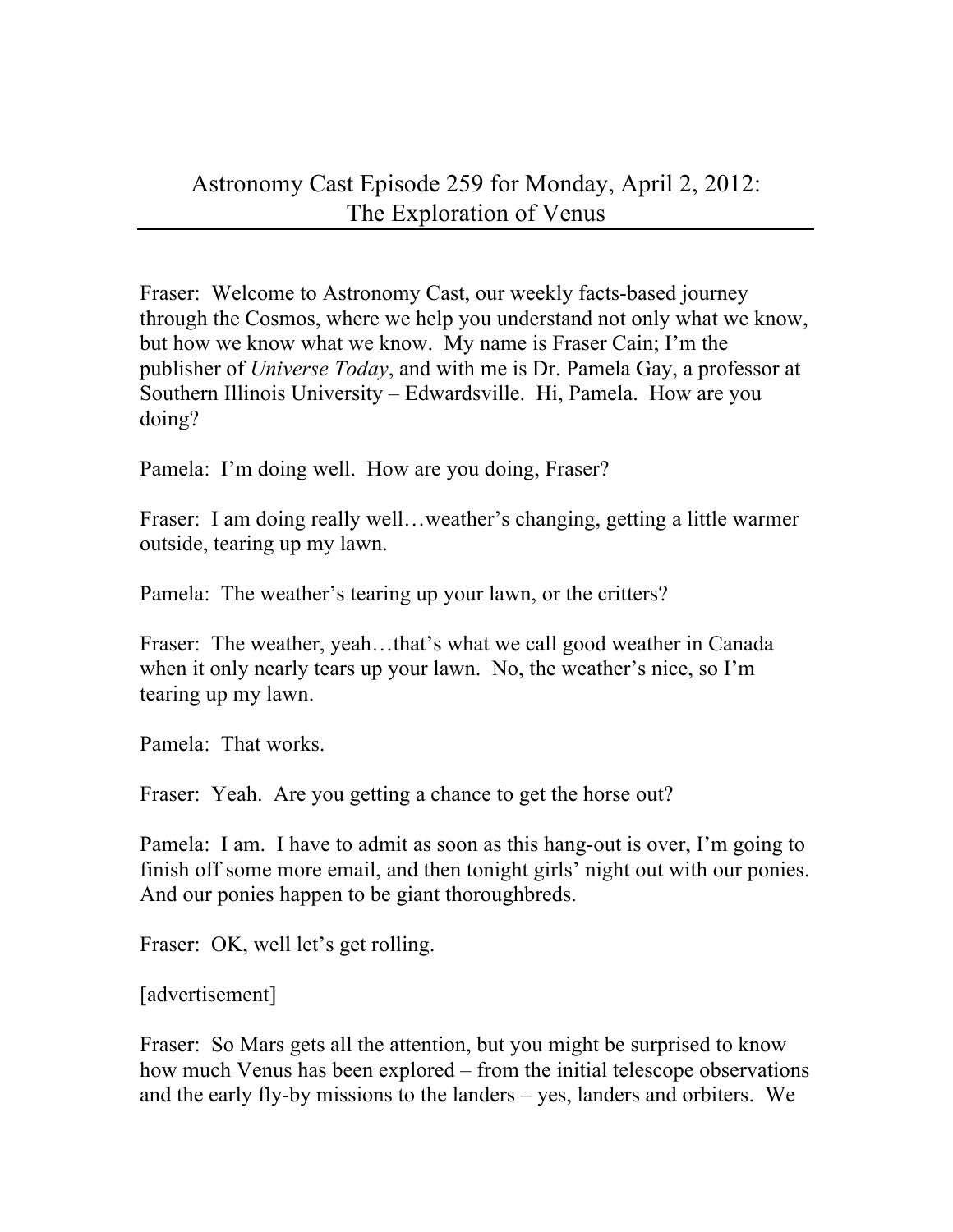# Astronomy Cast Episode 259 for Monday, April 2, 2012: The Exploration of Venus

Fraser: Welcome to Astronomy Cast, our weekly facts-based journey through the Cosmos, where we help you understand not only what we know, but how we know what we know. My name is Fraser Cain; I'm the publisher of *Universe Today*, and with me is Dr. Pamela Gay, a professor at Southern Illinois University – Edwardsville. Hi, Pamela. How are you doing?

Pamela: I'm doing well. How are you doing, Fraser?

Fraser: I am doing really well…weather's changing, getting a little warmer outside, tearing up my lawn.

Pamela: The weather's tearing up your lawn, or the critters?

Fraser: The weather, yeah…that's what we call good weather in Canada when it only nearly tears up your lawn. No, the weather's nice, so I'm tearing up my lawn.

Pamela: That works.

Fraser: Yeah. Are you getting a chance to get the horse out?

Pamela: I am. I have to admit as soon as this hang-out is over, I'm going to finish off some more email, and then tonight girls' night out with our ponies. And our ponies happen to be giant thoroughbreds.

Fraser: OK, well let's get rolling.

[advertisement]

Fraser: So Mars gets all the attention, but you might be surprised to know how much Venus has been explored – from the initial telescope observations and the early fly-by missions to the landers – yes, landers and orbiters. We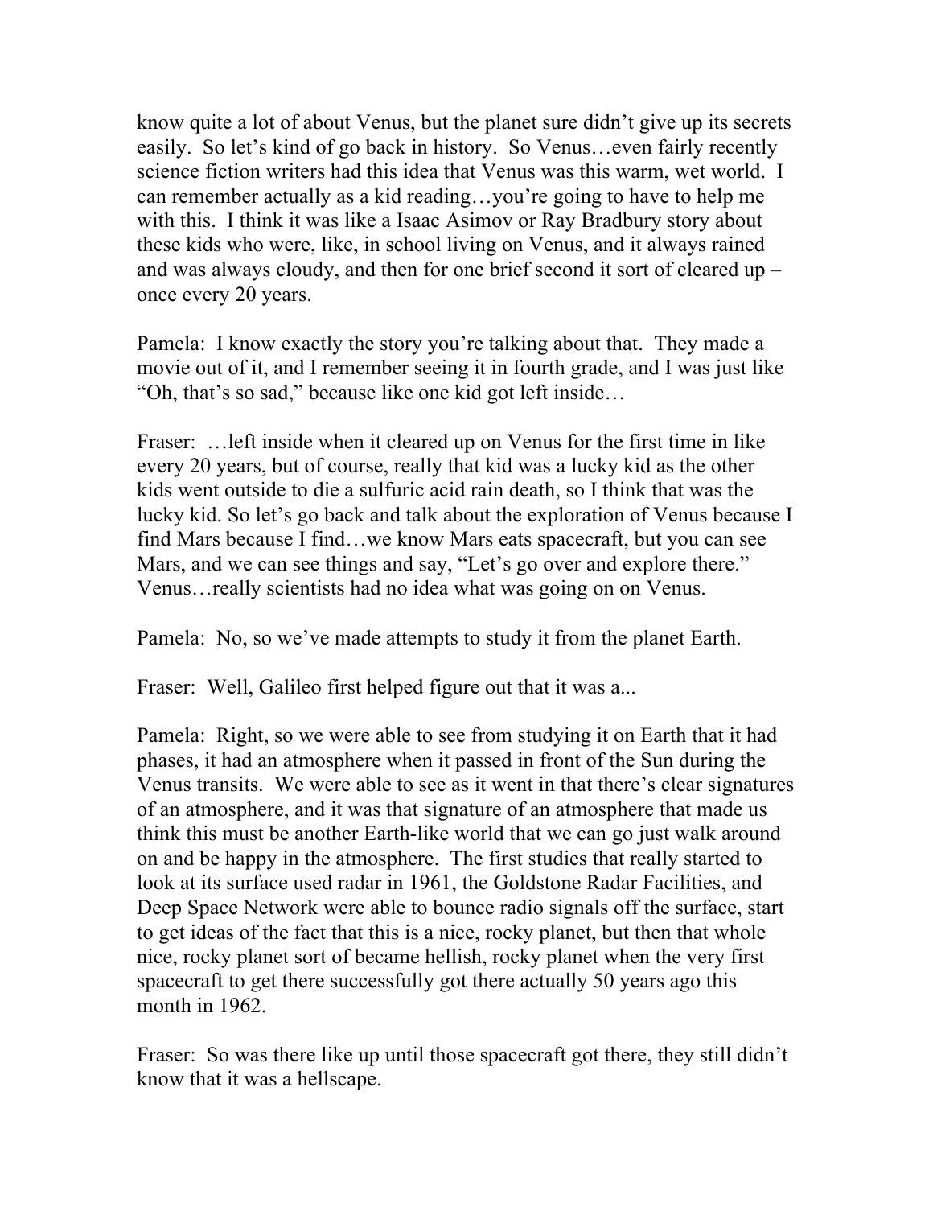know quite a lot of about Venus, but the planet sure didn't give up its secrets easily. So let's kind of go back in history. So Venus…even fairly recently science fiction writers had this idea that Venus was this warm, wet world. I can remember actually as a kid reading…you're going to have to help me with this. I think it was like a Isaac Asimov or Ray Bradbury story about these kids who were, like, in school living on Venus, and it always rained and was always cloudy, and then for one brief second it sort of cleared up – once every 20 years.

Pamela: I know exactly the story you're talking about that. They made a movie out of it, and I remember seeing it in fourth grade, and I was just like "Oh, that's so sad," because like one kid got left inside…

Fraser: …left inside when it cleared up on Venus for the first time in like every 20 years, but of course, really that kid was a lucky kid as the other kids went outside to die a sulfuric acid rain death, so I think that was the lucky kid. So let's go back and talk about the exploration of Venus because I find Mars because I find…we know Mars eats spacecraft, but you can see Mars, and we can see things and say, "Let's go over and explore there." Venus…really scientists had no idea what was going on on Venus.

Pamela: No, so we've made attempts to study it from the planet Earth.

Fraser: Well, Galileo first helped figure out that it was a...

Pamela: Right, so we were able to see from studying it on Earth that it had phases, it had an atmosphere when it passed in front of the Sun during the Venus transits. We were able to see as it went in that there's clear signatures of an atmosphere, and it was that signature of an atmosphere that made us think this must be another Earth-like world that we can go just walk around on and be happy in the atmosphere. The first studies that really started to look at its surface used radar in 1961, the Goldstone Radar Facilities, and Deep Space Network were able to bounce radio signals off the surface, start to get ideas of the fact that this is a nice, rocky planet, but then that whole nice, rocky planet sort of became hellish, rocky planet when the very first spacecraft to get there successfully got there actually 50 years ago this month in 1962.

Fraser: So was there like up until those spacecraft got there, they still didn't know that it was a hellscape.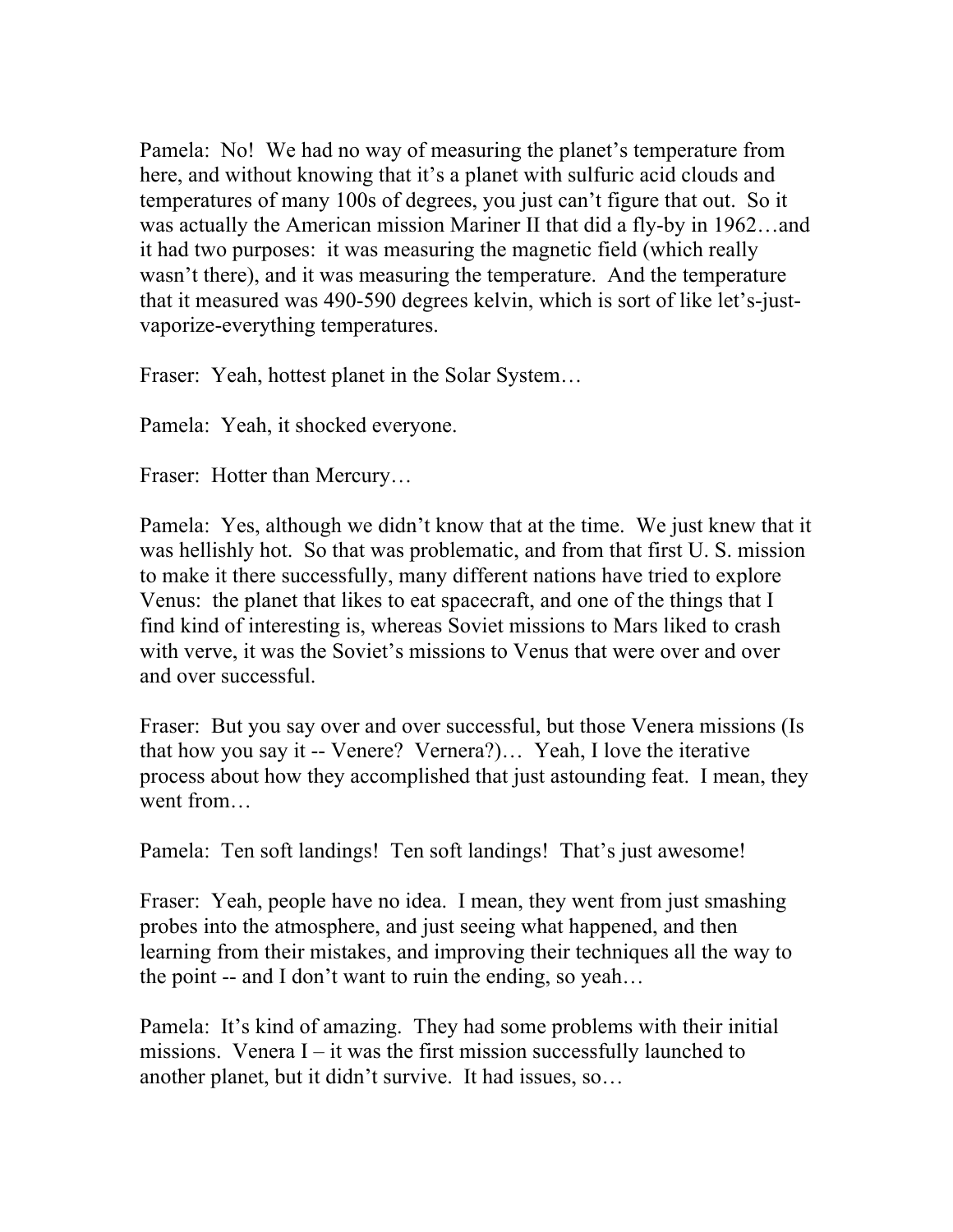Pamela: No! We had no way of measuring the planet's temperature from here, and without knowing that it's a planet with sulfuric acid clouds and temperatures of many 100s of degrees, you just can't figure that out. So it was actually the American mission Mariner II that did a fly-by in 1962…and it had two purposes: it was measuring the magnetic field (which really wasn't there), and it was measuring the temperature. And the temperature that it measured was 490-590 degrees kelvin, which is sort of like let's-just-vaporize-everything temperatures.

Fraser: Yeah, hottest planet in the Solar System…

Pamela: Yeah, it shocked everyone.

Fraser: Hotter than Mercury…

Pamela: Yes, although we didn't know that at the time. We just knew that it was hellishly hot. So that was problematic, and from that first U. S. mission to make it there successfully, many different nations have tried to explore Venus: the planet that likes to eat spacecraft, and one of the things that I find kind of interesting is, whereas Soviet missions to Mars liked to crash with verve, it was the Soviet's missions to Venus that were over and over and over successful.

Fraser: But you say over and over successful, but those Venera missions (Is that how you say it -- Venere? Vernera?)… Yeah, I love the iterative process about how they accomplished that just astounding feat. I mean, they went from…

Pamela: Ten soft landings! Ten soft landings! That's just awesome!

Fraser: Yeah, people have no idea. I mean, they went from just smashing probes into the atmosphere, and just seeing what happened, and then learning from their mistakes, and improving their techniques all the way to the point -- and I don't want to ruin the ending, so yeah…

Pamela: It's kind of amazing. They had some problems with their initial missions. Venera I – it was the first mission successfully launched to another planet, but it didn't survive. It had issues, so…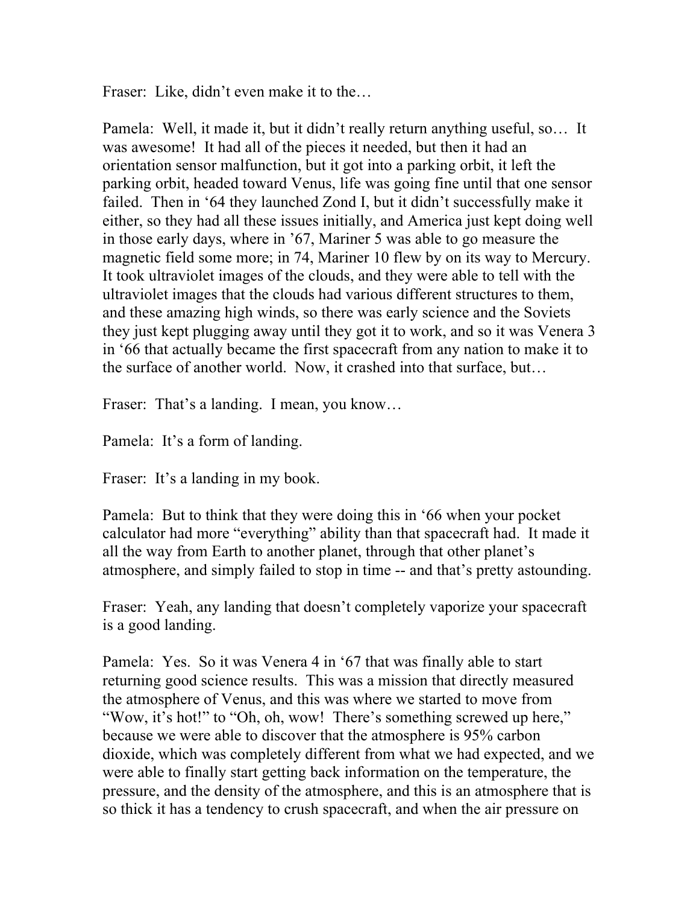Fraser: Like, didn't even make it to the…

Pamela: Well, it made it, but it didn't really return anything useful, so… It was awesome! It had all of the pieces it needed, but then it had an orientation sensor malfunction, but it got into a parking orbit, it left the parking orbit, headed toward Venus, life was going fine until that one sensor failed. Then in '64 they launched Zond I, but it didn't successfully make it either, so they had all these issues initially, and America just kept doing well in those early days, where in '67, Mariner 5 was able to go measure the magnetic field some more; in 74, Mariner 10 flew by on its way to Mercury. It took ultraviolet images of the clouds, and they were able to tell with the ultraviolet images that the clouds had various different structures to them, and these amazing high winds, so there was early science and the Soviets they just kept plugging away until they got it to work, and so it was Venera 3 in '66 that actually became the first spacecraft from any nation to make it to the surface of another world. Now, it crashed into that surface, but…

Fraser: That's a landing. I mean, you know…

Pamela: It's a form of landing.

Fraser: It's a landing in my book.

Pamela: But to think that they were doing this in '66 when your pocket calculator had more "everything" ability than that spacecraft had. It made it all the way from Earth to another planet, through that other planet's atmosphere, and simply failed to stop in time -- and that's pretty astounding.

Fraser: Yeah, any landing that doesn't completely vaporize your spacecraft is a good landing.

Pamela: Yes. So it was Venera 4 in '67 that was finally able to start returning good science results. This was a mission that directly measured the atmosphere of Venus, and this was where we started to move from "Wow, it's hot!" to "Oh, oh, wow! There's something screwed up here," because we were able to discover that the atmosphere is 95% carbon dioxide, which was completely different from what we had expected, and we were able to finally start getting back information on the temperature, the pressure, and the density of the atmosphere, and this is an atmosphere that is so thick it has a tendency to crush spacecraft, and when the air pressure on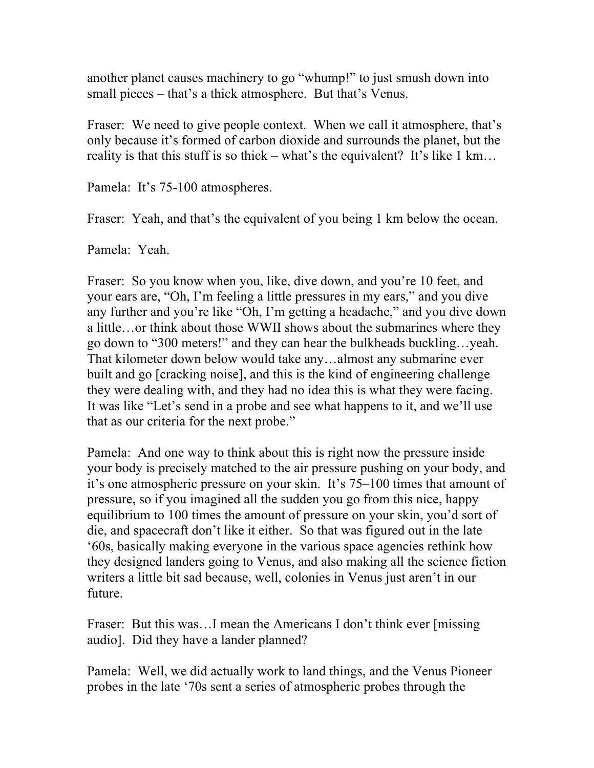another planet causes machinery to go "whump!" to just smush down into small pieces – that's a thick atmosphere. But that's Venus.

Fraser: We need to give people context. When we call it atmosphere, that's only because it's formed of carbon dioxide and surrounds the planet, but the reality is that this stuff is so thick – what's the equivalent? It's like 1 km…

Pamela: It's 75-100 atmospheres.

Fraser: Yeah, and that's the equivalent of you being 1 km below the ocean.

Pamela: Yeah.

Fraser: So you know when you, like, dive down, and you're 10 feet, and your ears are, "Oh, I'm feeling a little pressures in my ears," and you dive any further and you're like "Oh, I'm getting a headache," and you dive down a little…or think about those WWII shows about the submarines where they go down to "300 meters!" and they can hear the bulkheads buckling…yeah. That kilometer down below would take any…almost any submarine ever built and go [cracking noise], and this is the kind of engineering challenge they were dealing with, and they had no idea this is what they were facing. It was like "Let's send in a probe and see what happens to it, and we'll use that as our criteria for the next probe."

Pamela: And one way to think about this is right now the pressure inside your body is precisely matched to the air pressure pushing on your body, and it's one atmospheric pressure on your skin. It's 75–100 times that amount of pressure, so if you imagined all the sudden you go from this nice, happy equilibrium to 100 times the amount of pressure on your skin, you'd sort of die, and spacecraft don't like it either. So that was figured out in the late '60s, basically making everyone in the various space agencies rethink how they designed landers going to Venus, and also making all the science fiction writers a little bit sad because, well, colonies in Venus just aren't in our future.

Fraser: But this was…I mean the Americans I don't think ever [missing audio]. Did they have a lander planned?

Pamela: Well, we did actually work to land things, and the Venus Pioneer probes in the late '70s sent a series of atmospheric probes through the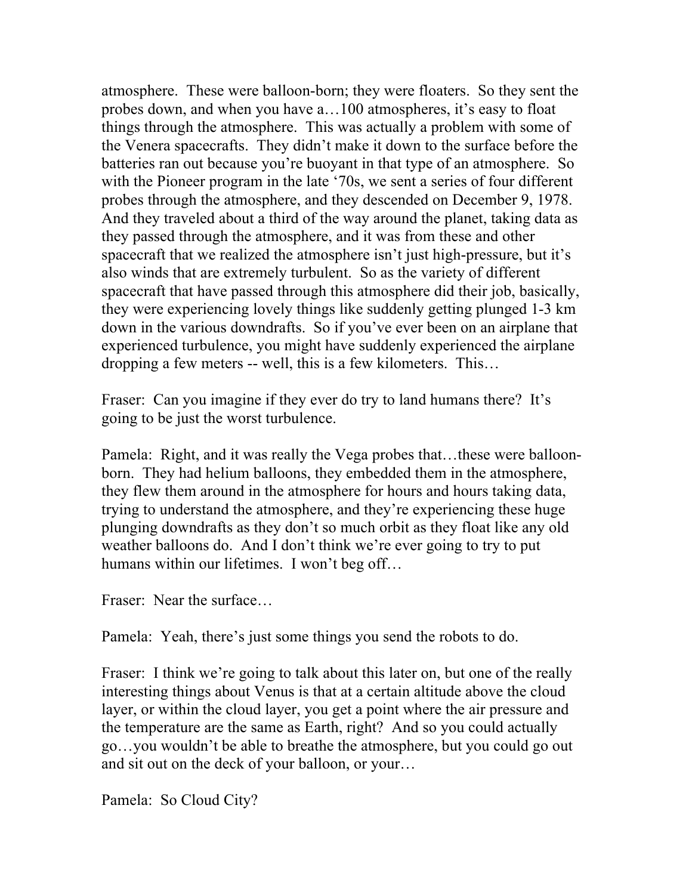atmosphere. These were balloon-born; they were floaters. So they sent the probes down, and when you have a…100 atmospheres, it's easy to float things through the atmosphere. This was actually a problem with some of the Venera spacecrafts. They didn't make it down to the surface before the batteries ran out because you're buoyant in that type of an atmosphere. So with the Pioneer program in the late '70s, we sent a series of four different probes through the atmosphere, and they descended on December 9, 1978. And they traveled about a third of the way around the planet, taking data as they passed through the atmosphere, and it was from these and other spacecraft that we realized the atmosphere isn't just high-pressure, but it's also winds that are extremely turbulent. So as the variety of different spacecraft that have passed through this atmosphere did their job, basically, they were experiencing lovely things like suddenly getting plunged 1-3 km down in the various downdrafts. So if you've ever been on an airplane that experienced turbulence, you might have suddenly experienced the airplane dropping a few meters -- well, this is a few kilometers. This…

Fraser: Can you imagine if they ever do try to land humans there? It's going to be just the worst turbulence.

Pamela: Right, and it was really the Vega probes that…these were balloon-born. They had helium balloons, they embedded them in the atmosphere, they flew them around in the atmosphere for hours and hours taking data, trying to understand the atmosphere, and they're experiencing these huge plunging downdrafts as they don't so much orbit as they float like any old weather balloons do. And I don't think we're ever going to try to put humans within our lifetimes. I won't beg off…

Fraser: Near the surface…

Pamela: Yeah, there's just some things you send the robots to do.

Fraser: I think we're going to talk about this later on, but one of the really interesting things about Venus is that at a certain altitude above the cloud layer, or within the cloud layer, you get a point where the air pressure and the temperature are the same as Earth, right? And so you could actually go…you wouldn't be able to breathe the atmosphere, but you could go out and sit out on the deck of your balloon, or your…

Pamela: So Cloud City?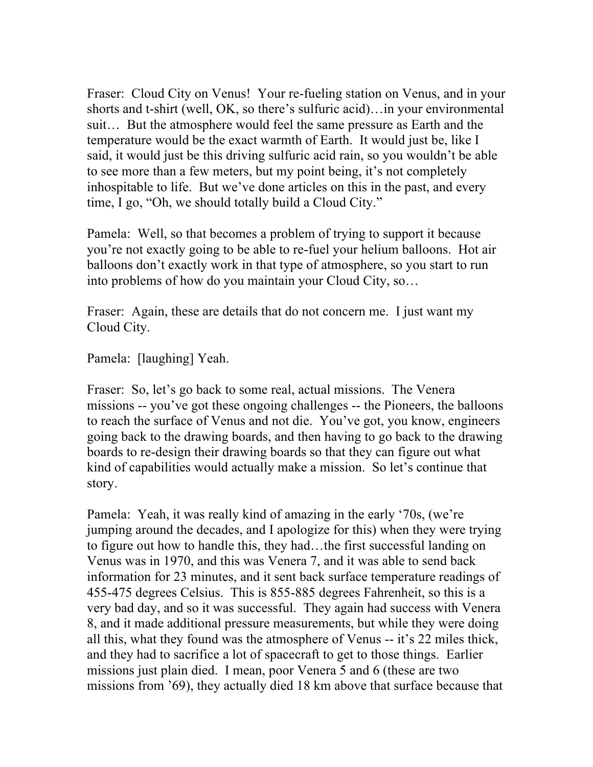Fraser: Cloud City on Venus! Your re-fueling station on Venus, and in your shorts and t-shirt (well, OK, so there's sulfuric acid)…in your environmental suit… But the atmosphere would feel the same pressure as Earth and the temperature would be the exact warmth of Earth. It would just be, like I said, it would just be this driving sulfuric acid rain, so you wouldn't be able to see more than a few meters, but my point being, it's not completely inhospitable to life. But we've done articles on this in the past, and every time, I go, "Oh, we should totally build a Cloud City."

Pamela: Well, so that becomes a problem of trying to support it because you're not exactly going to be able to re-fuel your helium balloons. Hot air balloons don't exactly work in that type of atmosphere, so you start to run into problems of how do you maintain your Cloud City, so…

Fraser: Again, these are details that do not concern me. I just want my Cloud City.

Pamela: [laughing] Yeah.

Fraser: So, let's go back to some real, actual missions. The Venera missions -- you've got these ongoing challenges -- the Pioneers, the balloons to reach the surface of Venus and not die. You've got, you know, engineers going back to the drawing boards, and then having to go back to the drawing boards to re-design their drawing boards so that they can figure out what kind of capabilities would actually make a mission. So let's continue that story.

Pamela: Yeah, it was really kind of amazing in the early '70s, (we're jumping around the decades, and I apologize for this) when they were trying to figure out how to handle this, they had…the first successful landing on Venus was in 1970, and this was Venera 7, and it was able to send back information for 23 minutes, and it sent back surface temperature readings of 455-475 degrees Celsius. This is 855-885 degrees Fahrenheit, so this is a very bad day, and so it was successful. They again had success with Venera 8, and it made additional pressure measurements, but while they were doing all this, what they found was the atmosphere of Venus -- it's 22 miles thick, and they had to sacrifice a lot of spacecraft to get to those things. Earlier missions just plain died. I mean, poor Venera 5 and 6 (these are two missions from '69), they actually died 18 km above that surface because that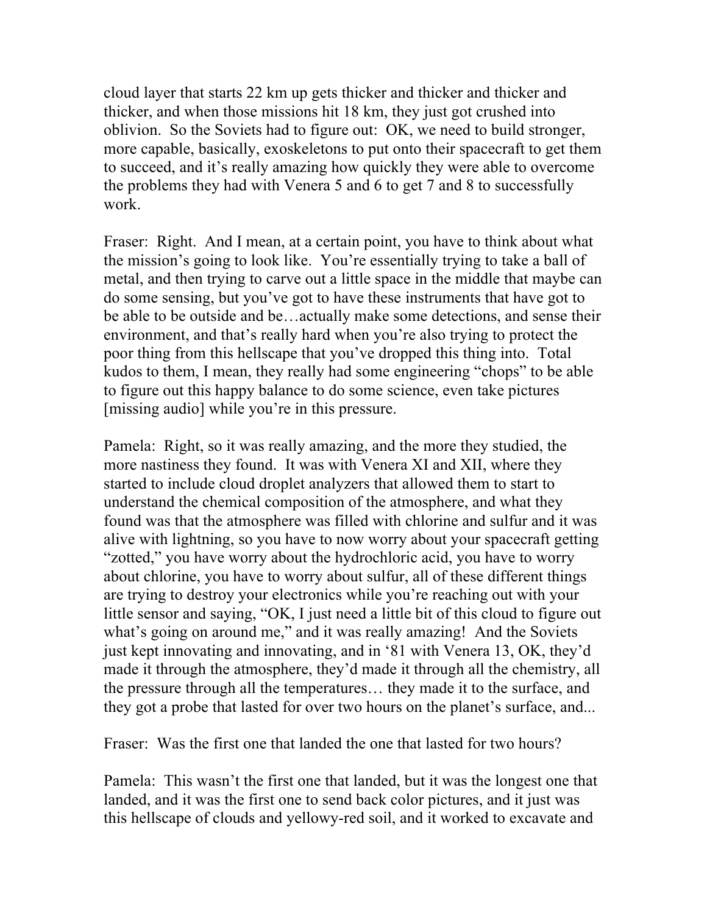cloud layer that starts 22 km up gets thicker and thicker and thicker and thicker, and when those missions hit 18 km, they just got crushed into oblivion. So the Soviets had to figure out: OK, we need to build stronger, more capable, basically, exoskeletons to put onto their spacecraft to get them to succeed, and it's really amazing how quickly they were able to overcome the problems they had with Venera 5 and 6 to get 7 and 8 to successfully work.

Fraser: Right. And I mean, at a certain point, you have to think about what the mission's going to look like. You're essentially trying to take a ball of metal, and then trying to carve out a little space in the middle that maybe can do some sensing, but you've got to have these instruments that have got to be able to be outside and be…actually make some detections, and sense their environment, and that's really hard when you're also trying to protect the poor thing from this hellscape that you've dropped this thing into. Total kudos to them, I mean, they really had some engineering "chops" to be able to figure out this happy balance to do some science, even take pictures [missing audio] while you're in this pressure.

Pamela: Right, so it was really amazing, and the more they studied, the more nastiness they found. It was with Venera XI and XII, where they started to include cloud droplet analyzers that allowed them to start to understand the chemical composition of the atmosphere, and what they found was that the atmosphere was filled with chlorine and sulfur and it was alive with lightning, so you have to now worry about your spacecraft getting "zotted," you have worry about the hydrochloric acid, you have to worry about chlorine, you have to worry about sulfur, all of these different things are trying to destroy your electronics while you're reaching out with your little sensor and saying, "OK, I just need a little bit of this cloud to figure out what's going on around me," and it was really amazing! And the Soviets just kept innovating and innovating, and in '81 with Venera 13, OK, they'd made it through the atmosphere, they'd made it through all the chemistry, all the pressure through all the temperatures… they made it to the surface, and they got a probe that lasted for over two hours on the planet's surface, and...

Fraser: Was the first one that landed the one that lasted for two hours?

Pamela: This wasn't the first one that landed, but it was the longest one that landed, and it was the first one to send back color pictures, and it just was this hellscape of clouds and yellowy-red soil, and it worked to excavate and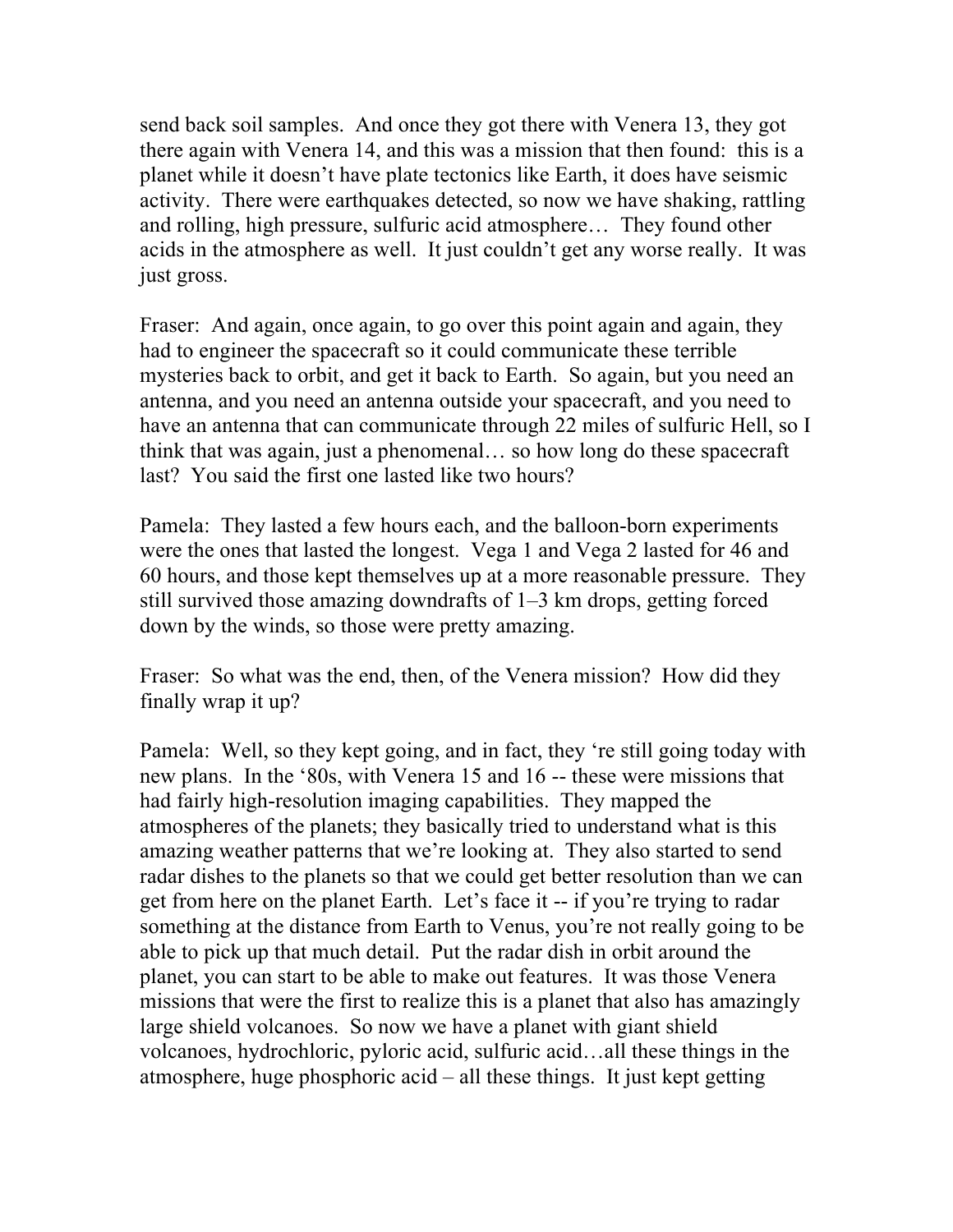send back soil samples. And once they got there with Venera 13, they got there again with Venera 14, and this was a mission that then found: this is a planet while it doesn't have plate tectonics like Earth, it does have seismic activity. There were earthquakes detected, so now we have shaking, rattling and rolling, high pressure, sulfuric acid atmosphere… They found other acids in the atmosphere as well. It just couldn't get any worse really. It was just gross.

Fraser: And again, once again, to go over this point again and again, they had to engineer the spacecraft so it could communicate these terrible mysteries back to orbit, and get it back to Earth. So again, but you need an antenna, and you need an antenna outside your spacecraft, and you need to have an antenna that can communicate through 22 miles of sulfuric Hell, so I think that was again, just a phenomenal… so how long do these spacecraft last? You said the first one lasted like two hours?

Pamela: They lasted a few hours each, and the balloon-born experiments were the ones that lasted the longest. Vega 1 and Vega 2 lasted for 46 and 60 hours, and those kept themselves up at a more reasonable pressure. They still survived those amazing downdrafts of 1–3 km drops, getting forced down by the winds, so those were pretty amazing.

Fraser: So what was the end, then, of the Venera mission? How did they finally wrap it up?

Pamela: Well, so they kept going, and in fact, they 're still going today with new plans. In the '80s, with Venera 15 and 16 -- these were missions that had fairly high-resolution imaging capabilities. They mapped the atmospheres of the planets; they basically tried to understand what is this amazing weather patterns that we're looking at. They also started to send radar dishes to the planets so that we could get better resolution than we can get from here on the planet Earth. Let's face it -- if you're trying to radar something at the distance from Earth to Venus, you're not really going to be able to pick up that much detail. Put the radar dish in orbit around the planet, you can start to be able to make out features. It was those Venera missions that were the first to realize this is a planet that also has amazingly large shield volcanoes. So now we have a planet with giant shield volcanoes, hydrochloric, pyloric acid, sulfuric acid…all these things in the atmosphere, huge phosphoric acid – all these things. It just kept getting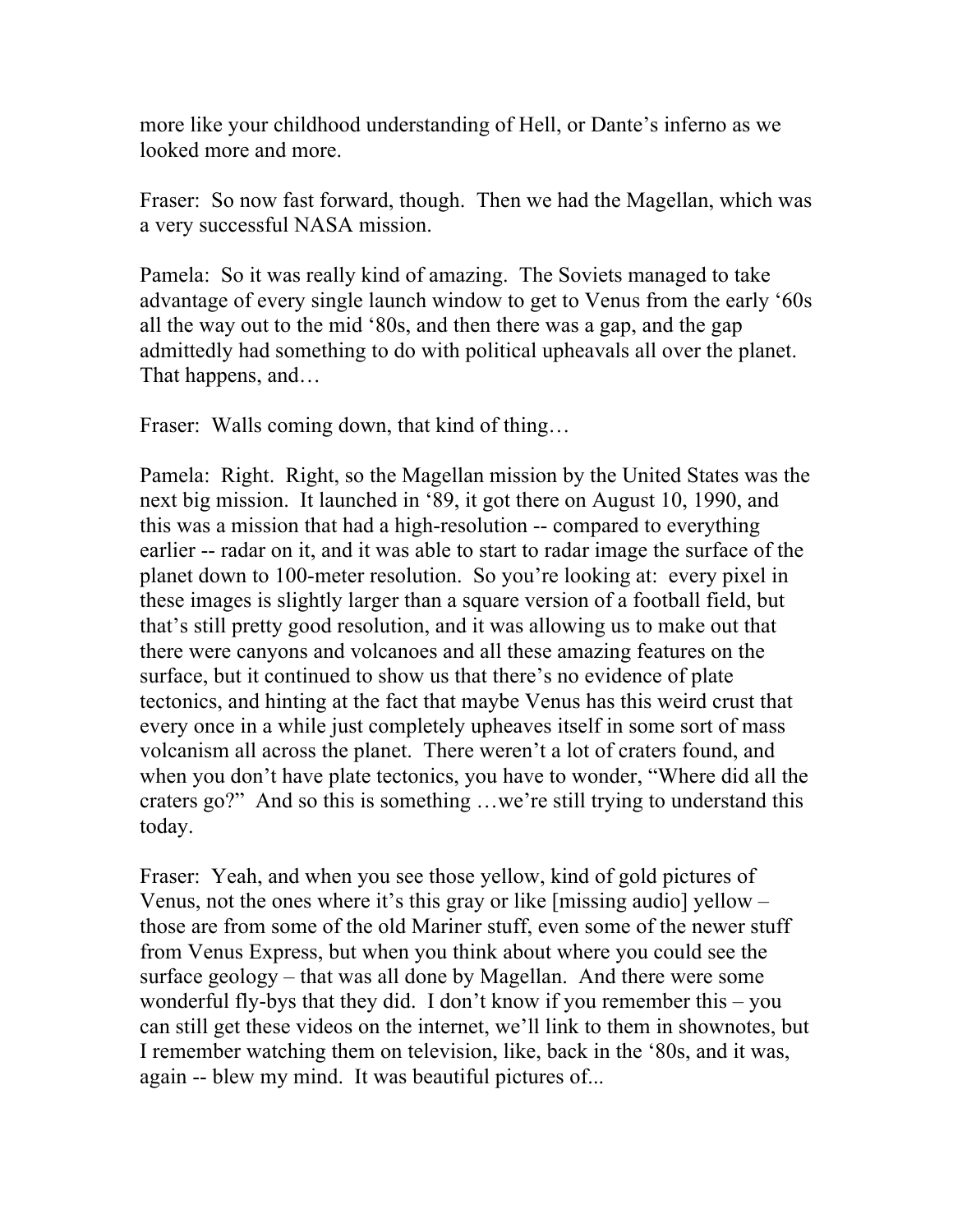more like your childhood understanding of Hell, or Dante's inferno as we looked more and more.

Fraser: So now fast forward, though. Then we had the Magellan, which was a very successful NASA mission.

Pamela: So it was really kind of amazing. The Soviets managed to take advantage of every single launch window to get to Venus from the early '60s all the way out to the mid '80s, and then there was a gap, and the gap admittedly had something to do with political upheavals all over the planet. That happens, and…

Fraser: Walls coming down, that kind of thing…

Pamela: Right. Right, so the Magellan mission by the United States was the next big mission. It launched in '89, it got there on August 10, 1990, and this was a mission that had a high-resolution -- compared to everything earlier -- radar on it, and it was able to start to radar image the surface of the planet down to 100-meter resolution. So you're looking at: every pixel in these images is slightly larger than a square version of a football field, but that's still pretty good resolution, and it was allowing us to make out that there were canyons and volcanoes and all these amazing features on the surface, but it continued to show us that there's no evidence of plate tectonics, and hinting at the fact that maybe Venus has this weird crust that every once in a while just completely upheaves itself in some sort of mass volcanism all across the planet. There weren't a lot of craters found, and when you don't have plate tectonics, you have to wonder, "Where did all the craters go?" And so this is something …we're still trying to understand this today.

Fraser: Yeah, and when you see those yellow, kind of gold pictures of Venus, not the ones where it's this gray or like [missing audio] yellow – those are from some of the old Mariner stuff, even some of the newer stuff from Venus Express, but when you think about where you could see the surface geology – that was all done by Magellan. And there were some wonderful fly-bys that they did. I don't know if you remember this – you can still get these videos on the internet, we'll link to them in shownotes, but I remember watching them on television, like, back in the '80s, and it was, again -- blew my mind. It was beautiful pictures of...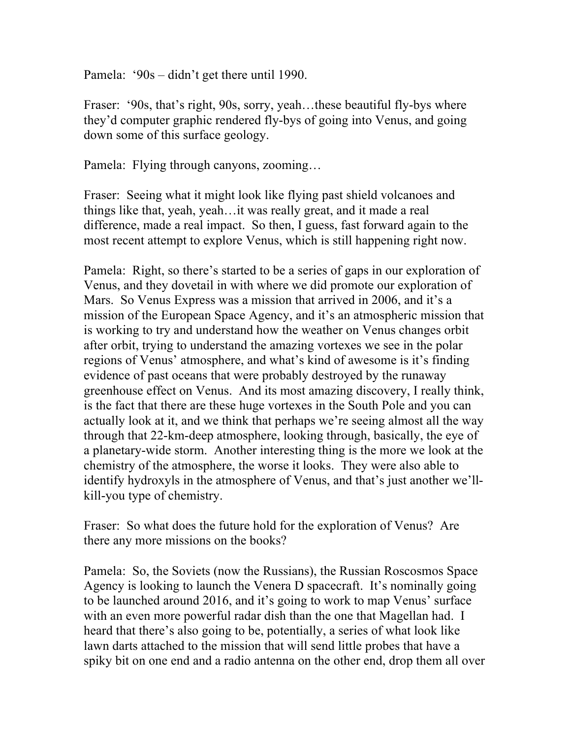Pamela:  '90s – didn't get there until 1990.

Fraser:  '90s, that's right, 90s, sorry, yeah…these beautiful fly-bys where they'd computer graphic rendered fly-bys of going into Venus, and going down some of this surface geology.

Pamela:  Flying through canyons, zooming…

Fraser:  Seeing what it might look like flying past shield volcanoes and things like that, yeah, yeah…it was really great, and it made a real difference, made a real impact.  So then, I guess, fast forward again to the most recent attempt to explore Venus, which is still happening right now.

Pamela:  Right, so there's started to be a series of gaps in our exploration of Venus, and they dovetail in with where we did promote our exploration of Mars.  So Venus Express was a mission that arrived in 2006, and it's a mission of the European Space Agency, and it's an atmospheric mission that is working to try and understand how the weather on Venus changes orbit after orbit, trying to understand the amazing vortexes we see in the polar regions of Venus' atmosphere, and what's kind of awesome is it's finding evidence of past oceans that were probably destroyed by the runaway greenhouse effect on Venus.  And its most amazing discovery, I really think, is the fact that there are these huge vortexes in the South Pole and you can actually look at it, and we think that perhaps we're seeing almost all the way through that 22-km-deep atmosphere, looking through, basically, the eye of a planetary-wide storm.  Another interesting thing is the more we look at the chemistry of the atmosphere, the worse it looks.  They were also able to identify hydroxyls in the atmosphere of Venus, and that's just another we'll-kill-you type of chemistry.

Fraser:  So what does the future hold for the exploration of Venus?  Are there any more missions on the books?

Pamela:  So, the Soviets (now the Russians), the Russian Roscosmos Space Agency is looking to launch the Venera D spacecraft.  It's nominally going to be launched around 2016, and it's going to work to map Venus' surface with an even more powerful radar dish than the one that Magellan had.  I heard that there's also going to be, potentially, a series of what look like lawn darts attached to the mission that will send little probes that have a spiky bit on one end and a radio antenna on the other end, drop them all over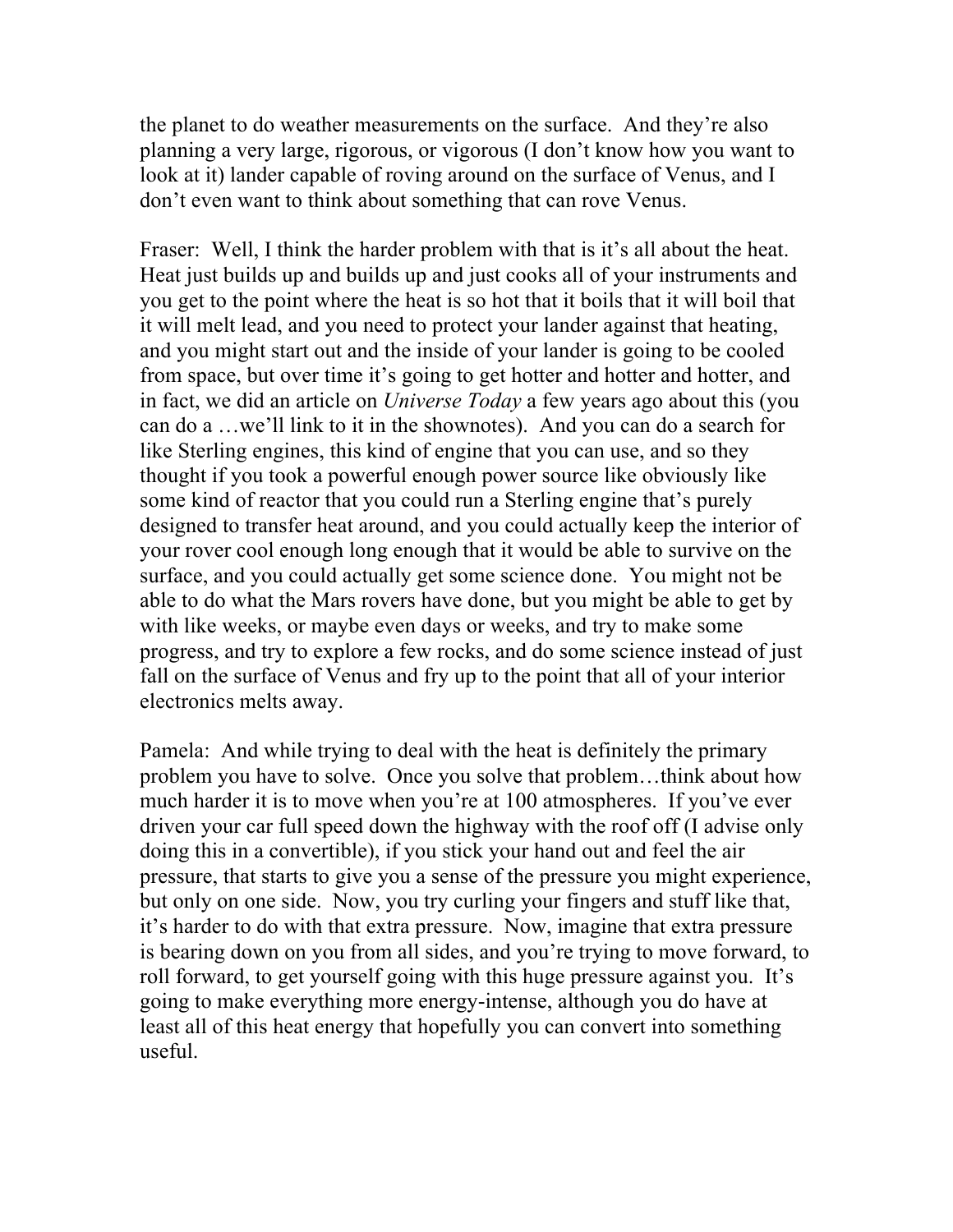the planet to do weather measurements on the surface. And they're also planning a very large, rigorous, or vigorous (I don't know how you want to look at it) lander capable of roving around on the surface of Venus, and I don't even want to think about something that can rove Venus.

Fraser: Well, I think the harder problem with that is it's all about the heat. Heat just builds up and builds up and just cooks all of your instruments and you get to the point where the heat is so hot that it boils that it will boil that it will melt lead, and you need to protect your lander against that heating, and you might start out and the inside of your lander is going to be cooled from space, but over time it's going to get hotter and hotter and hotter, and in fact, we did an article on *Universe Today* a few years ago about this (you can do a …we'll link to it in the shownotes). And you can do a search for like Sterling engines, this kind of engine that you can use, and so they thought if you took a powerful enough power source like obviously like some kind of reactor that you could run a Sterling engine that's purely designed to transfer heat around, and you could actually keep the interior of your rover cool enough long enough that it would be able to survive on the surface, and you could actually get some science done. You might not be able to do what the Mars rovers have done, but you might be able to get by with like weeks, or maybe even days or weeks, and try to make some progress, and try to explore a few rocks, and do some science instead of just fall on the surface of Venus and fry up to the point that all of your interior electronics melts away.

Pamela: And while trying to deal with the heat is definitely the primary problem you have to solve. Once you solve that problem…think about how much harder it is to move when you're at 100 atmospheres. If you've ever driven your car full speed down the highway with the roof off (I advise only doing this in a convertible), if you stick your hand out and feel the air pressure, that starts to give you a sense of the pressure you might experience, but only on one side. Now, you try curling your fingers and stuff like that, it's harder to do with that extra pressure. Now, imagine that extra pressure is bearing down on you from all sides, and you're trying to move forward, to roll forward, to get yourself going with this huge pressure against you. It's going to make everything more energy-intense, although you do have at least all of this heat energy that hopefully you can convert into something useful.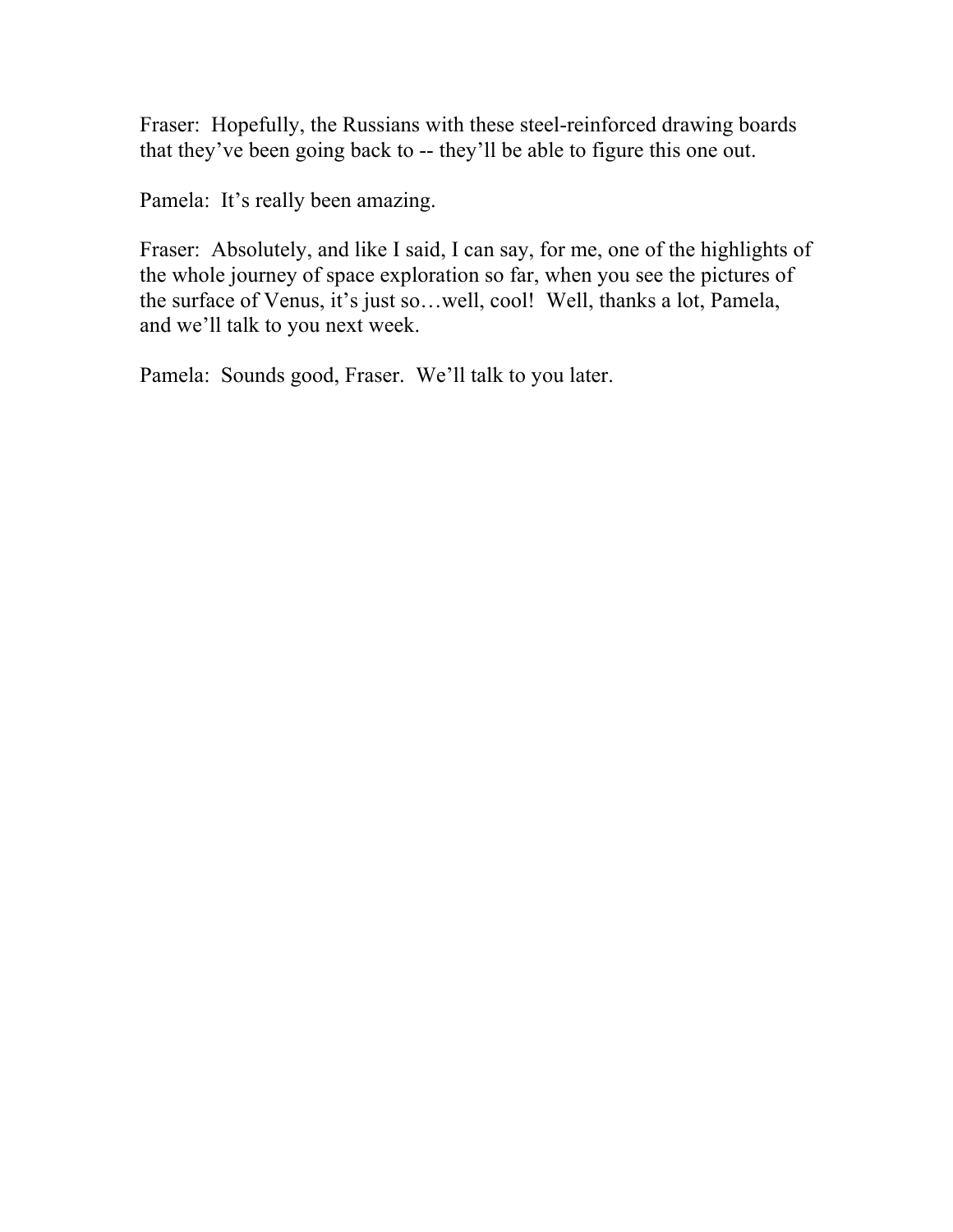Fraser: Hopefully, the Russians with these steel-reinforced drawing boards that they've been going back to -- they'll be able to figure this one out.

Pamela: It's really been amazing.

Fraser: Absolutely, and like I said, I can say, for me, one of the highlights of the whole journey of space exploration so far, when you see the pictures of the surface of Venus, it's just so…well, cool! Well, thanks a lot, Pamela, and we'll talk to you next week.

Pamela: Sounds good, Fraser. We'll talk to you later.